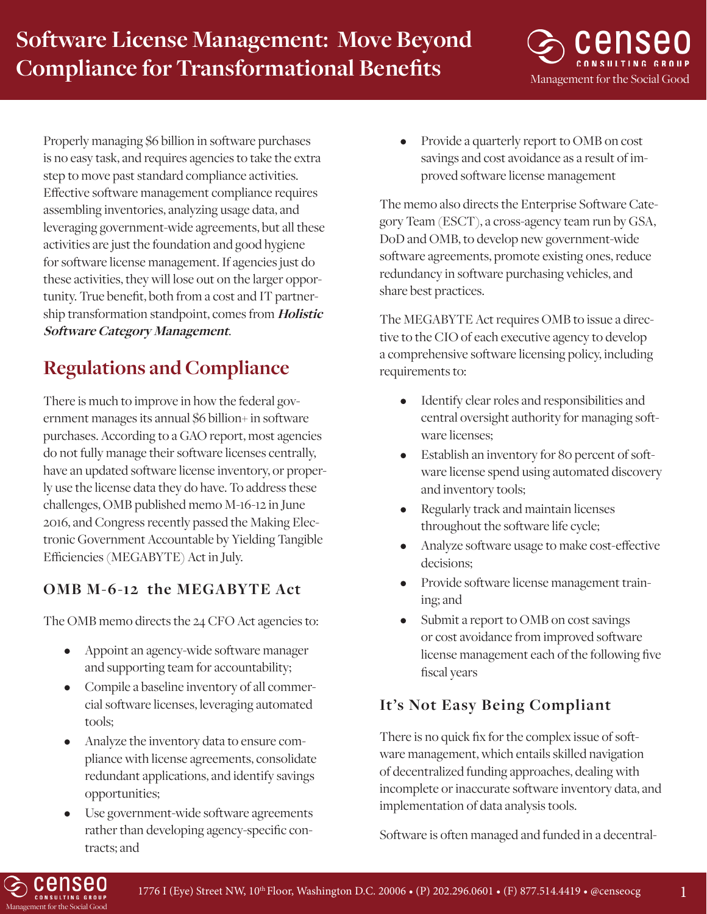# Software License Management: Move Beyond Compliance for Transformational Benefits

Properly managing $6 billion in software purchases is no easy task, and requires agencies to take the extra step to move past standard compliance activities. Effective software management compliance requires assembling inventories, analyzing usage data, and leveraging government-wide agreements, but all these activities are just the foundation and good hygiene for software license management. If agencies just do these activities, they will lose out on the larger opportunity. True benefit, both from a cost and IT partnership transformation standpoint, comes from ***Holistic Software Category Management***.

## Regulations and Compliance

There is much to improve in how the federal government manages its annual $6 billion+ in software purchases. According to a GAO report, most agencies do not fully manage their software licenses centrally, have an updated software license inventory, or properly use the license data they do have. To address these challenges, OMB published memo M-16-12 in June 2016, and Congress recently passed the Making Electronic Government Accountable by Yielding Tangible Efficiencies (MEGABYTE) Act in July.

### OMB M-6-12 the MEGABYTE Act

The OMB memo directs the 24 CFO Act agencies to:

- Appoint an agency-wide software manager and supporting team for accountability;
- Compile a baseline inventory of all commercial software licenses, leveraging automated tools;
- Analyze the inventory data to ensure compliance with license agreements, consolidate redundant applications, and identify savings opportunities;
- Use government-wide software agreements rather than developing agency-specific contracts; and
- Provide a quarterly report to OMB on cost savings and cost avoidance as a result of improved software license management

The memo also directs the Enterprise Software Category Team (ESCT), a cross-agency team run by GSA, DoD and OMB, to develop new government-wide software agreements, promote existing ones, reduce redundancy in software purchasing vehicles, and share best practices.

The MEGABYTE Act requires OMB to issue a directive to the CIO of each executive agency to develop a comprehensive software licensing policy, including requirements to:

- Identify clear roles and responsibilities and central oversight authority for managing software licenses;
- Establish an inventory for 80 percent of software license spend using automated discovery and inventory tools;
- Regularly track and maintain licenses throughout the software life cycle;
- Analyze software usage to make cost-effective decisions;
- Provide software license management training; and
- Submit a report to OMB on cost savings or cost avoidance from improved software license management each of the following five fiscal years

### It's Not Easy Being Compliant

There is no quick fix for the complex issue of software management, which entails skilled navigation of decentralized funding approaches, dealing with incomplete or inaccurate software inventory data, and implementation of data analysis tools.

Software is often managed and funded in a decentral-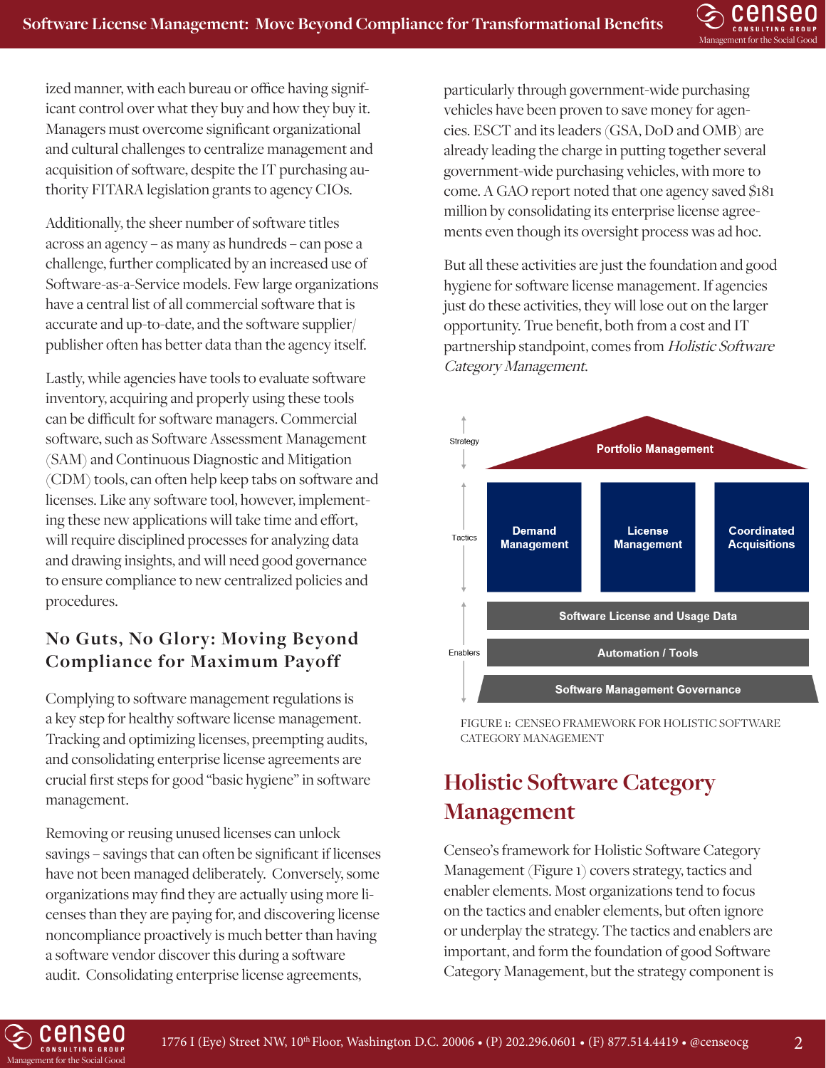ized manner, with each bureau or office having significant control over what they buy and how they buy it. Managers must overcome significant organizational and cultural challenges to centralize management and acquisition of software, despite the IT purchasing authority FITARA legislation grants to agency CIOs.

Additionally, the sheer number of software titles across an agency – as many as hundreds – can pose a challenge, further complicated by an increased use of Software-as-a-Service models. Few large organizations have a central list of all commercial software that is accurate and up-to-date, and the software supplier/publisher often has better data than the agency itself.

Lastly, while agencies have tools to evaluate software inventory, acquiring and properly using these tools can be difficult for software managers. Commercial software, such as Software Assessment Management (SAM) and Continuous Diagnostic and Mitigation (CDM) tools, can often help keep tabs on software and licenses. Like any software tool, however, implementing these new applications will take time and effort, will require disciplined processes for analyzing data and drawing insights, and will need good governance to ensure compliance to new centralized policies and procedures.

### No Guts, No Glory: Moving Beyond Compliance for Maximum Payoff

Complying to software management regulations is a key step for healthy software license management. Tracking and optimizing licenses, preempting audits, and consolidating enterprise license agreements are crucial first steps for good "basic hygiene" in software management.

Removing or reusing unused licenses can unlock savings – savings that can often be significant if licenses have not been managed deliberately. Conversely, some organizations may find they are actually using more licenses than they are paying for, and discovering license noncompliance proactively is much better than having a software vendor discover this during a software audit. Consolidating enterprise license agreements, particularly through government-wide purchasing vehicles have been proven to save money for agencies. ESCT and its leaders (GSA, DoD and OMB) are already leading the charge in putting together several government-wide purchasing vehicles, with more to come. A GAO report noted that one agency saved $181 million by consolidating its enterprise license agreements even though its oversight process was ad hoc.

But all these activities are just the foundation and good hygiene for software license management. If agencies just do these activities, they will lose out on the larger opportunity. True benefit, both from a cost and IT partnership standpoint, comes from *Holistic Software Category Management.*

FIGURE 1: CENSEO FRAMEWORK FOR HOLISTIC SOFTWARE CATEGORY MANAGEMENT

## Holistic Software Category Management

Censeo's framework for Holistic Software Category Management (Figure 1) covers strategy, tactics and enabler elements. Most organizations tend to focus on the tactics and enabler elements, but often ignore or underplay the strategy. The tactics and enablers are important, and form the foundation of good Software Category Management, but the strategy component is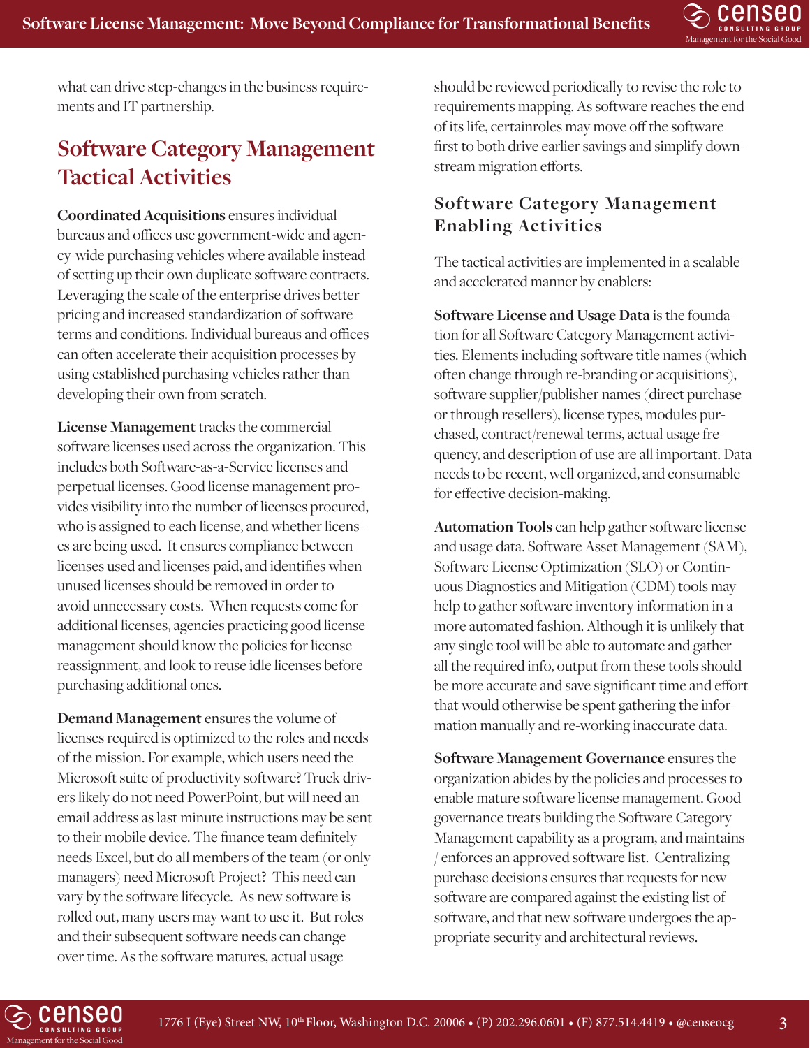what can drive step-changes in the business requirements and IT partnership.

## Software Category Management Tactical Activities

**Coordinated Acquisitions** ensures individual bureaus and offices use government-wide and agency-wide purchasing vehicles where available instead of setting up their own duplicate software contracts. Leveraging the scale of the enterprise drives better pricing and increased standardization of software terms and conditions. Individual bureaus and offices can often accelerate their acquisition processes by using established purchasing vehicles rather than developing their own from scratch.

**License Management** tracks the commercial software licenses used across the organization. This includes both Software-as-a-Service licenses and perpetual licenses. Good license management provides visibility into the number of licenses procured, who is assigned to each license, and whether licenses are being used. It ensures compliance between licenses used and licenses paid, and identifies when unused licenses should be removed in order to avoid unnecessary costs. When requests come for additional licenses, agencies practicing good license management should know the policies for license reassignment, and look to reuse idle licenses before purchasing additional ones.

**Demand Management** ensures the volume of licenses required is optimized to the roles and needs of the mission. For example, which users need the Microsoft suite of productivity software? Truck drivers likely do not need PowerPoint, but will need an email address as last minute instructions may be sent to their mobile device. The finance team definitely needs Excel, but do all members of the team (or only managers) need Microsoft Project? This need can vary by the software lifecycle. As new software is rolled out, many users may want to use it. But roles and their subsequent software needs can change over time. As the software matures, actual usage should be reviewed periodically to revise the role to requirements mapping. As software reaches the end of its life, certainroles may move off the software first to both drive earlier savings and simplify downstream migration efforts.

### Software Category Management Enabling Activities

The tactical activities are implemented in a scalable and accelerated manner by enablers:

**Software License and Usage Data** is the foundation for all Software Category Management activities. Elements including software title names (which often change through re-branding or acquisitions), software supplier/publisher names (direct purchase or through resellers), license types, modules purchased, contract/renewal terms, actual usage frequency, and description of use are all important. Data needs to be recent, well organized, and consumable for effective decision-making.

**Automation Tools** can help gather software license and usage data. Software Asset Management (SAM), Software License Optimization (SLO) or Continuous Diagnostics and Mitigation (CDM) tools may help to gather software inventory information in a more automated fashion. Although it is unlikely that any single tool will be able to automate and gather all the required info, output from these tools should be more accurate and save significant time and effort that would otherwise be spent gathering the information manually and re-working inaccurate data.

**Software Management Governance** ensures the organization abides by the policies and processes to enable mature software license management. Good governance treats building the Software Category Management capability as a program, and maintains / enforces an approved software list. Centralizing purchase decisions ensures that requests for new software are compared against the existing list of software, and that new software undergoes the appropriate security and architectural reviews.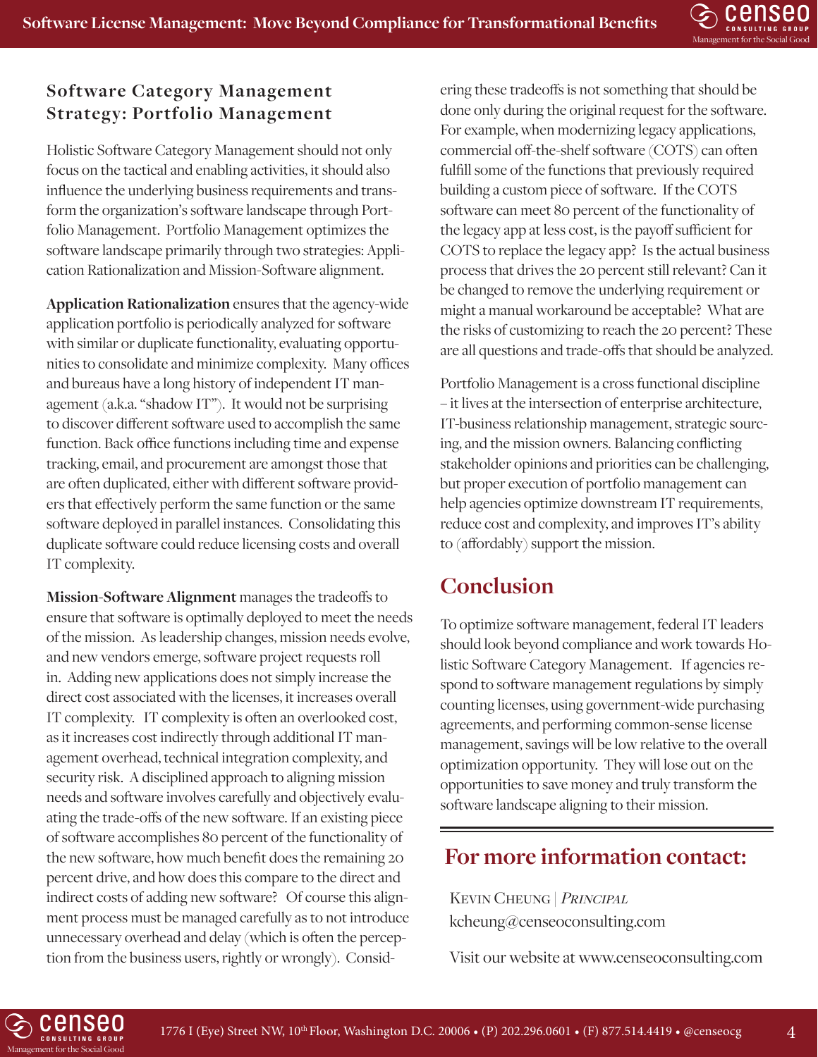### Software Category Management Strategy: Portfolio Management

Holistic Software Category Management should not only focus on the tactical and enabling activities, it should also influence the underlying business requirements and transform the organization's software landscape through Portfolio Management. Portfolio Management optimizes the software landscape primarily through two strategies: Application Rationalization and Mission-Software alignment.

**Application Rationalization** ensures that the agency-wide application portfolio is periodically analyzed for software with similar or duplicate functionality, evaluating opportunities to consolidate and minimize complexity. Many offices and bureaus have a long history of independent IT management (a.k.a. "shadow IT"). It would not be surprising to discover different software used to accomplish the same function. Back office functions including time and expense tracking, email, and procurement are amongst those that are often duplicated, either with different software providers that effectively perform the same function or the same software deployed in parallel instances. Consolidating this duplicate software could reduce licensing costs and overall IT complexity.

**Mission-Software Alignment** manages the tradeoffs to ensure that software is optimally deployed to meet the needs of the mission. As leadership changes, mission needs evolve, and new vendors emerge, software project requests roll in. Adding new applications does not simply increase the direct cost associated with the licenses, it increases overall IT complexity. IT complexity is often an overlooked cost, as it increases cost indirectly through additional IT management overhead, technical integration complexity, and security risk. A disciplined approach to aligning mission needs and software involves carefully and objectively evaluating the trade-offs of the new software. If an existing piece of software accomplishes 80 percent of the functionality of the new software, how much benefit does the remaining 20 percent drive, and how does this compare to the direct and indirect costs of adding new software? Of course this alignment process must be managed carefully as to not introduce unnecessary overhead and delay (which is often the perception from the business users, rightly or wrongly). Considering these tradeoffs is not something that should be done only during the original request for the software. For example, when modernizing legacy applications, commercial off-the-shelf software (COTS) can often fulfill some of the functions that previously required building a custom piece of software. If the COTS software can meet 80 percent of the functionality of the legacy app at less cost, is the payoff sufficient for COTS to replace the legacy app? Is the actual business process that drives the 20 percent still relevant? Can it be changed to remove the underlying requirement or might a manual workaround be acceptable? What are the risks of customizing to reach the 20 percent? These are all questions and trade-offs that should be analyzed.

Portfolio Management is a cross functional discipline – it lives at the intersection of enterprise architecture, IT-business relationship management, strategic sourcing, and the mission owners. Balancing conflicting stakeholder opinions and priorities can be challenging, but proper execution of portfolio management can help agencies optimize downstream IT requirements, reduce cost and complexity, and improves IT's ability to (affordably) support the mission.

## Conclusion

To optimize software management, federal IT leaders should look beyond compliance and work towards Holistic Software Category Management. If agencies respond to software management regulations by simply counting licenses, using government-wide purchasing agreements, and performing common-sense license management, savings will be low relative to the overall optimization opportunity. They will lose out on the opportunities to save money and truly transform the software landscape aligning to their mission.

## For more information contact:

Kevin Cheung | *Principal*
kcheung@censeoconsulting.com

Visit our website at www.censeoconsulting.com